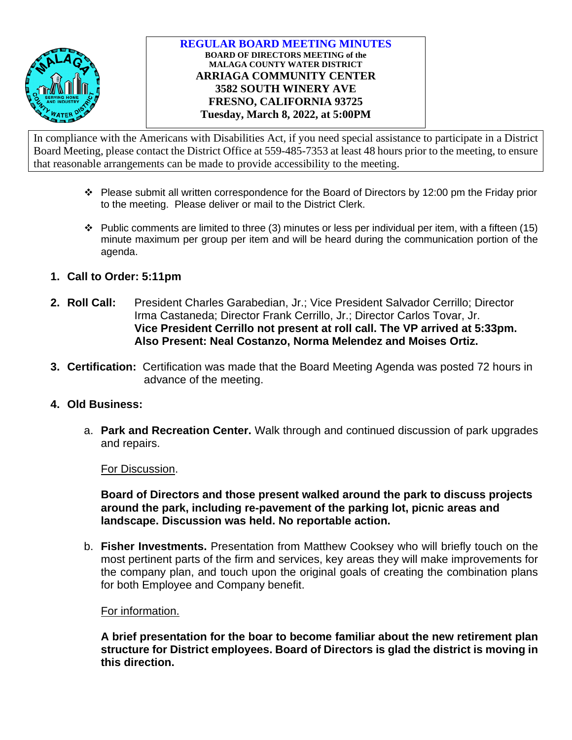**REGULAR BOARD MEETING MINUTES**
**BOARD OF DIRECTORS MEETING of the MALAGA COUNTY WATER DISTRICT**
**ARRIAGA COMMUNITY CENTER**
**3582 SOUTH WINERY AVE**
**FRESNO, CALIFORNIA 93725**
**Tuesday, March 8, 2022, at 5:00PM**

In compliance with the Americans with Disabilities Act, if you need special assistance to participate in a District Board Meeting, please contact the District Office at 559-485-7353 at least 48 hours prior to the meeting, to ensure that reasonable arrangements can be made to provide accessibility to the meeting.

- Please submit all written correspondence for the Board of Directors by 12:00 pm the Friday prior to the meeting. Please deliver or mail to the District Clerk.
- Public comments are limited to three (3) minutes or less per individual per item, with a fifteen (15) minute maximum per group per item and will be heard during the communication portion of the agenda.

1. **Call to Order: 5:11pm**

2. **Roll Call:** President Charles Garabedian, Jr.; Vice President Salvador Cerrillo; Director Irma Castaneda; Director Frank Cerrillo, Jr.; Director Carlos Tovar, Jr.
   **Vice President Cerrillo not present at roll call. The VP arrived at 5:33pm.**
   **Also Present: Neal Costanzo, Norma Melendez and Moises Ortiz.**

3. **Certification:** Certification was made that the Board Meeting Agenda was posted 72 hours in advance of the meeting.

4. **Old Business:**

   a. **Park and Recreation Center.** Walk through and continued discussion of park upgrades and repairs.

      For Discussion.

      **Board of Directors and those present walked around the park to discuss projects around the park, including re-pavement of the parking lot, picnic areas and landscape. Discussion was held. No reportable action.**

   b. **Fisher Investments.** Presentation from Matthew Cooksey who will briefly touch on the most pertinent parts of the firm and services, key areas they will make improvements for the company plan, and touch upon the original goals of creating the combination plans for both Employee and Company benefit.

      For information.

      **A brief presentation for the boar to become familiar about the new retirement plan structure for District employees. Board of Directors is glad the district is moving in this direction.**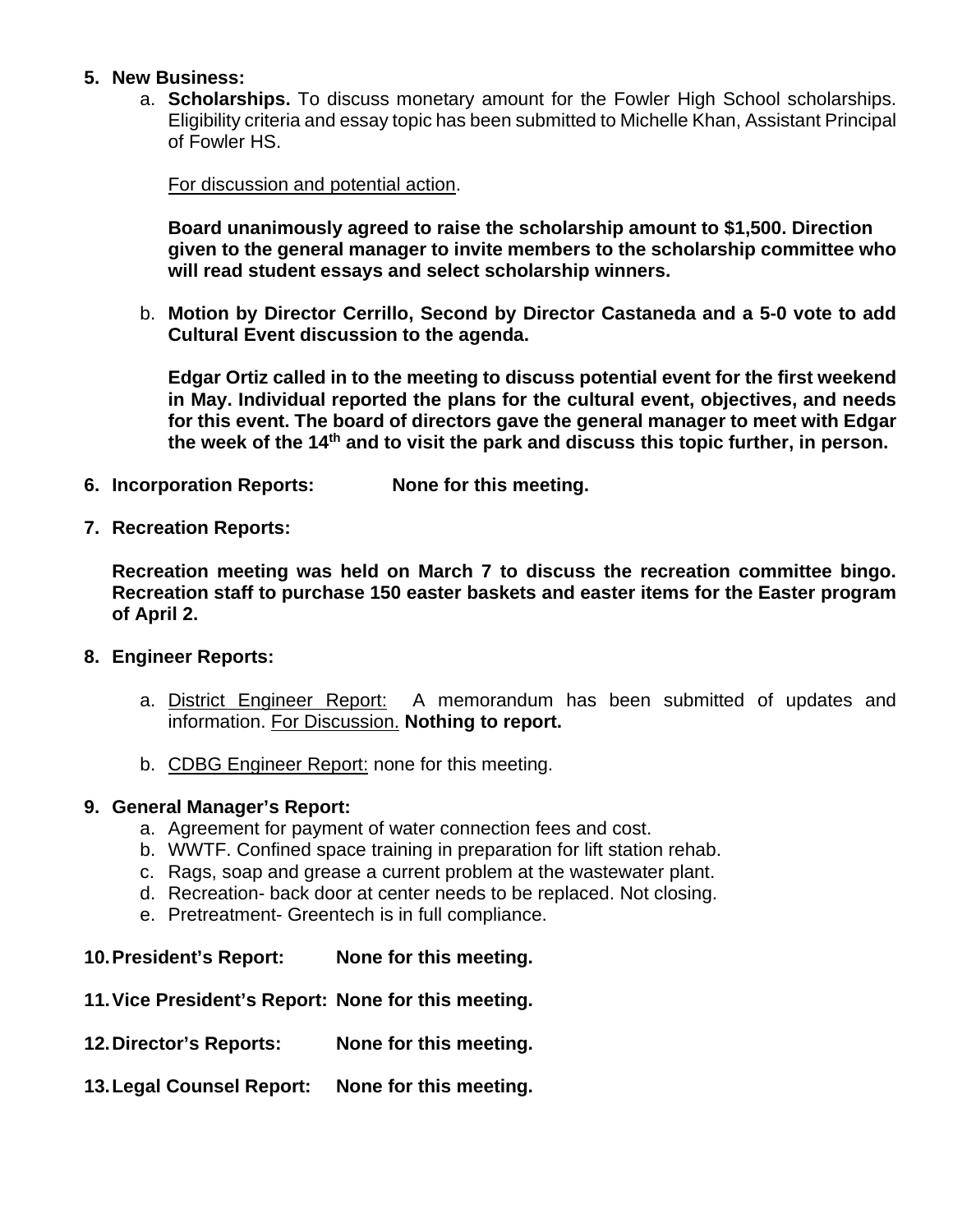5. **New Business:**

   a. **Scholarships.** To discuss monetary amount for the Fowler High School scholarships. Eligibility criteria and essay topic has been submitted to Michelle Khan, Assistant Principal of Fowler HS.

   For discussion and potential action.

   **Board unanimously agreed to raise the scholarship amount to $1,500. Direction given to the general manager to invite members to the scholarship committee who will read student essays and select scholarship winners.**

   b. **Motion by Director Cerrillo, Second by Director Castaneda and a 5-0 vote to add Cultural Event discussion to the agenda.**

   **Edgar Ortiz called in to the meeting to discuss potential event for the first weekend in May. Individual reported the plans for the cultural event, objectives, and needs for this event. The board of directors gave the general manager to meet with Edgar the week of the 14th and to visit the park and discuss this topic further, in person.**

6. **Incorporation Reports: None for this meeting.**

7. **Recreation Reports:**

   **Recreation meeting was held on March 7 to discuss the recreation committee bingo. Recreation staff to purchase 150 easter baskets and easter items for the Easter program of April 2.**

8. **Engineer Reports:**

   a. District Engineer Report: A memorandum has been submitted of updates and information. For Discussion. **Nothing to report.**

   b. CDBG Engineer Report: none for this meeting.

9. **General Manager's Report:**
   a. Agreement for payment of water connection fees and cost.
   b. WWTF. Confined space training in preparation for lift station rehab.
   c. Rags, soap and grease a current problem at the wastewater plant.
   d. Recreation- back door at center needs to be replaced. Not closing.
   e. Pretreatment- Greentech is in full compliance.

10. **President's Report: None for this meeting.**

11. **Vice President's Report: None for this meeting.**

12. **Director's Reports: None for this meeting.**

13. **Legal Counsel Report: None for this meeting.**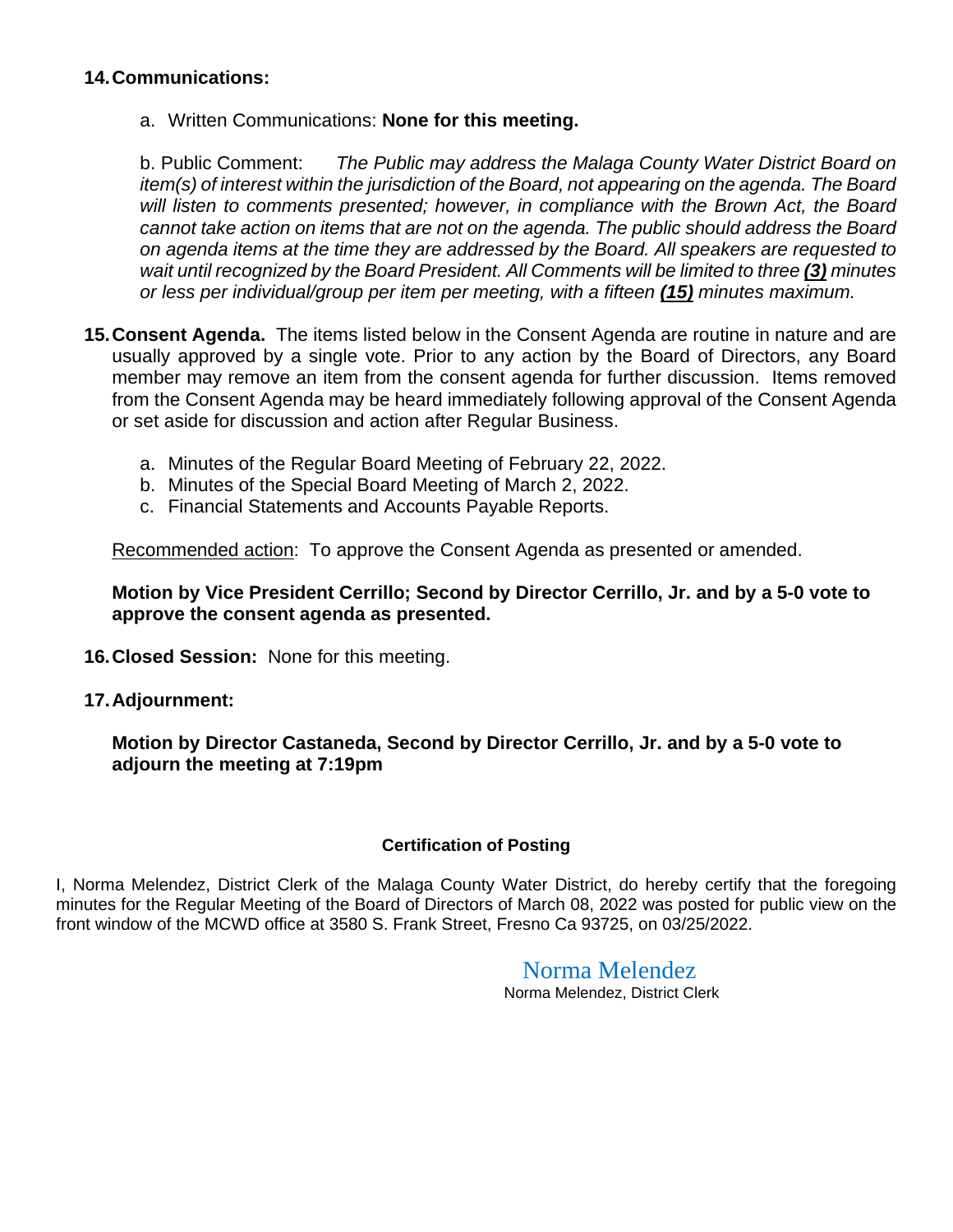**14. Communications:**

a. Written Communications: **None for this meeting.**

b. Public Comment: *The Public may address the Malaga County Water District Board on item(s) of interest within the jurisdiction of the Board, not appearing on the agenda. The Board will listen to comments presented; however, in compliance with the Brown Act, the Board cannot take action on items that are not on the agenda. The public should address the Board on agenda items at the time they are addressed by the Board. All speakers are requested to wait until recognized by the Board President. All Comments will be limited to three* ***(3)*** *minutes or less per individual/group per item per meeting, with a fifteen* ***(15)*** *minutes maximum.*

**15. Consent Agenda.** The items listed below in the Consent Agenda are routine in nature and are usually approved by a single vote. Prior to any action by the Board of Directors, any Board member may remove an item from the consent agenda for further discussion. Items removed from the Consent Agenda may be heard immediately following approval of the Consent Agenda or set aside for discussion and action after Regular Business.

a. Minutes of the Regular Board Meeting of February 22, 2022.
b. Minutes of the Special Board Meeting of March 2, 2022.
c. Financial Statements and Accounts Payable Reports.

Recommended action: To approve the Consent Agenda as presented or amended.

**Motion by Vice President Cerrillo; Second by Director Cerrillo, Jr. and by a 5-0 vote to approve the consent agenda as presented.**

**16. Closed Session:** None for this meeting.

**17. Adjournment:**

**Motion by Director Castaneda, Second by Director Cerrillo, Jr. and by a 5-0 vote to adjourn the meeting at 7:19pm**

**Certification of Posting**

I, Norma Melendez, District Clerk of the Malaga County Water District, do hereby certify that the foregoing minutes for the Regular Meeting of the Board of Directors of March 08, 2022 was posted for public view on the front window of the MCWD office at 3580 S. Frank Street, Fresno Ca 93725, on 03/25/2022.

Norma Melendez

Norma Melendez, District Clerk